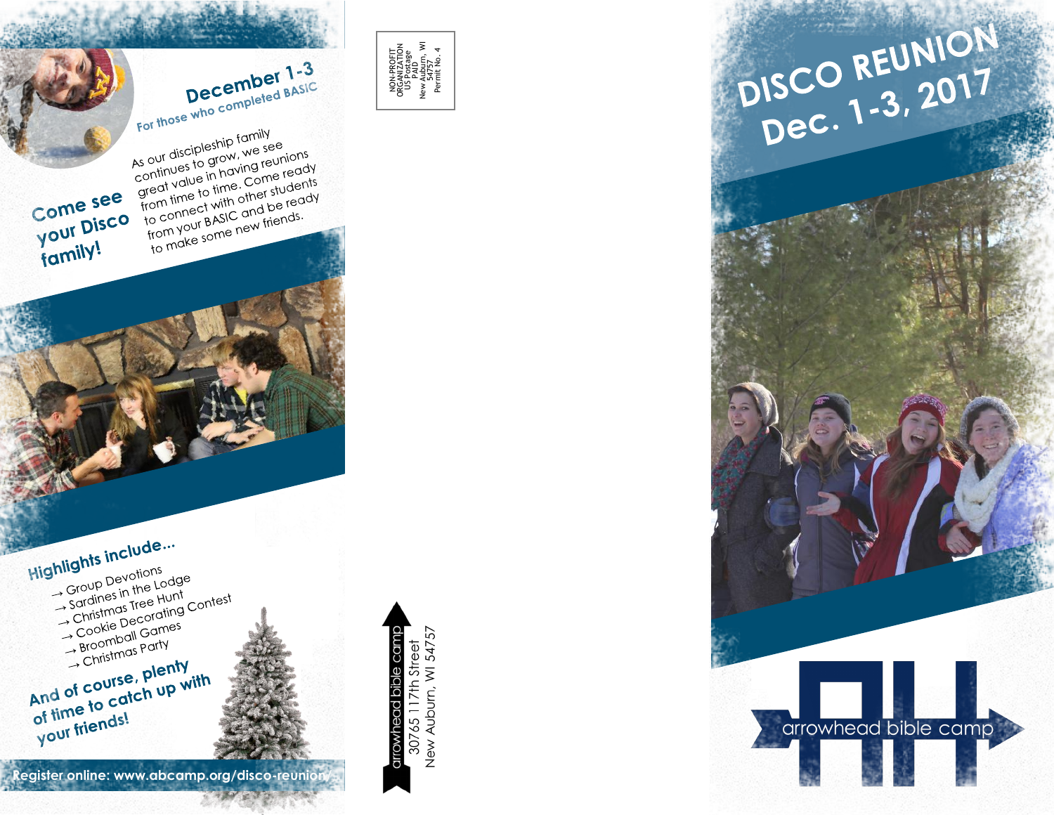# DISCO REUNION Dec. 1-3, 2017

arrowhead bible camp

## December 1-3

For those who completed BASIC

As our discipleship family continues to grow, we see great value in having reunions from time to time. Come ready to connect with other students from your BASIC and be ready to make some new friends.

**Come see your Disco family!**

## Highlights include...

- → Group Devotions
- → Sardines in the Lodge
- → Christmas Tree Hunt
- → Cookie Decorating Contest
- → Broomball Games
- → Christmas Party

**And of course, plenty of time to catch up with your friends!**

**Register online: www.abcamp.org/disco-reunion/**

NON-PROFIT ORGANIZATION
US Postage
PAID
New Auburn, WI 54757
Permit No. 4

arrowhead bible camp
30765 117th Street
New Auburn, WI 54757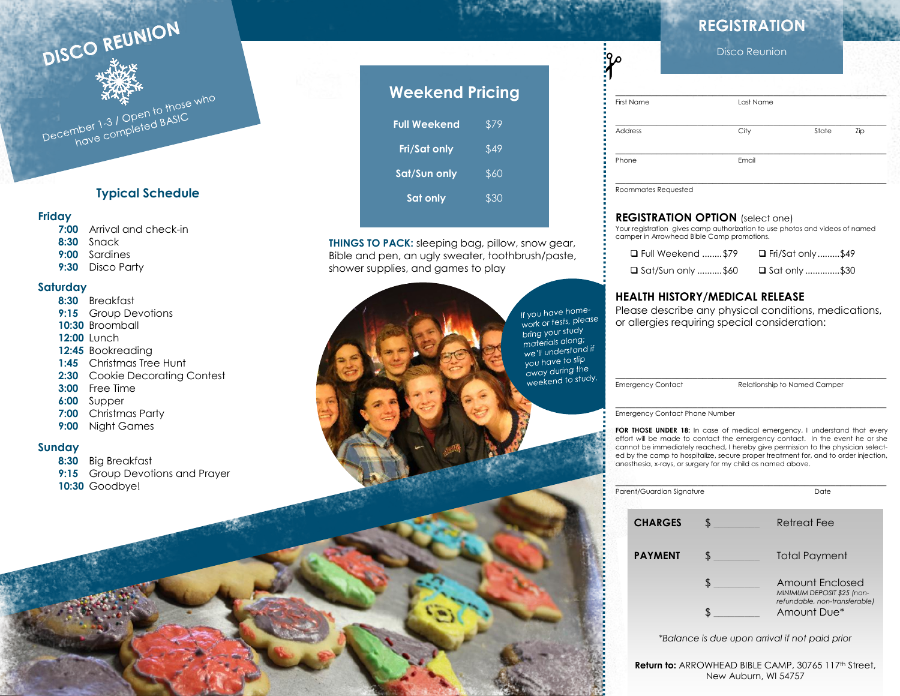# DISCO REUNION

December 1-3 / Open to those who have completed BASIC

## Typical Schedule

### Friday

- **7:00** Arrival and check-in
- **8:30** Snack
- **9:00** Sardines
- **9:30** Disco Party

### Saturday

- **8:30** Breakfast
- **9:15** Group Devotions
- **10:30** Broomball
- **12:00** Lunch
- **12:45** Bookreading
- **1:45** Christmas Tree Hunt
- **2:30** Cookie Decorating Contest
- **3:00** Free Time
- **6:00** Supper
- **7:00** Christmas Party
- **9:00** Night Games

### Sunday

- **8:30** Big Breakfast
- **9:15** Group Devotions and Prayer
- **10:30** Goodbye!

## Weekend Pricing

| | |
|---|---|
| **Full Weekend** | $79 |
| **Fri/Sat only** | $49 |
| **Sat/Sun only** | $60 |
| **Sat only** | $30 |

**THINGS TO PACK:** sleeping bag, pillow, snow gear, Bible and pen, an ugly sweater, toothbrush/paste, shower supplies, and games to play

If you have homework or tests, please bring your study materials along; we'll understand if you have to slip away during the weekend to study.

## REGISTRATION

Disco Reunion

First Name ______ Last Name ______

Address ______ City ______ State ______ Zip ______

Phone ______ Email ______

Roommates Requested ______

### REGISTRATION OPTION (select one)

Your registration gives camp authorization to use photos and videos of named camper in Arrowhead Bible Camp promotions.

- ❑ Full Weekend ........$79
- ❑ Fri/Sat only.........$49
- ❑ Sat/Sun only ..........$60
- ❑ Sat only ..............$30

### HEALTH HISTORY/MEDICAL RELEASE

Please describe any physical conditions, medications, or allergies requiring special consideration:

Emergency Contact ______ Relationship to Named Camper ______

Emergency Contact Phone Number ______

**FOR THOSE UNDER 18:** In case of medical emergency, I understand that every effort will be made to contact the emergency contact. In the event he or she cannot be immediately reached, I hereby give permission to the physician selected by the camp to hospitalize, secure proper treatment for, and to order injection, anesthesia, x-rays, or surgery for my child as named above.

Parent/Guardian Signature ______ Date ______

| | | |
|---|---|---|
| **CHARGES** | $ ______ | Retreat Fee |
| **PAYMENT** | $ ______ | Total Payment |
| | $ ______ | Amount Enclosed *MINIMUM DEPOSIT $25 (non-refundable, non-transferable)* |
| | $ ______ | Amount Due* |

*\*Balance is due upon arrival if not paid prior*

**Return to:** ARROWHEAD BIBLE CAMP, 30765 117th Street, New Auburn, WI 54757